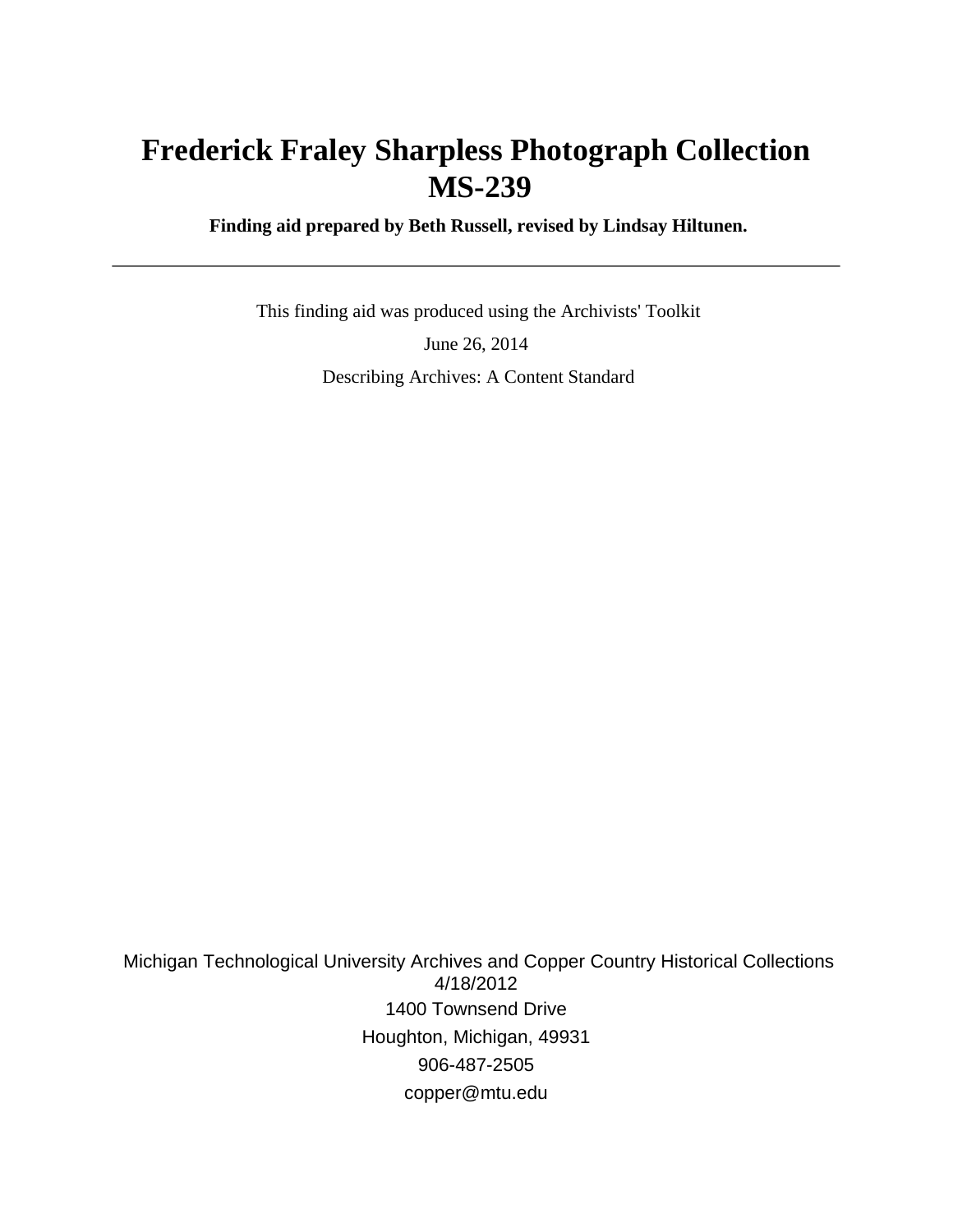# Frederick Fraley Sharpless Photograph Collection
# MS-239

**Finding aid prepared by Beth Russell, revised by Lindsay Hiltunen.**

---

This finding aid was produced using the Archivists' Toolkit

June 26, 2014

Describing Archives: A Content Standard

Michigan Technological University Archives and Copper Country Historical Collections
4/18/2012
1400 Townsend Drive
Houghton, Michigan, 49931
906-487-2505
copper@mtu.edu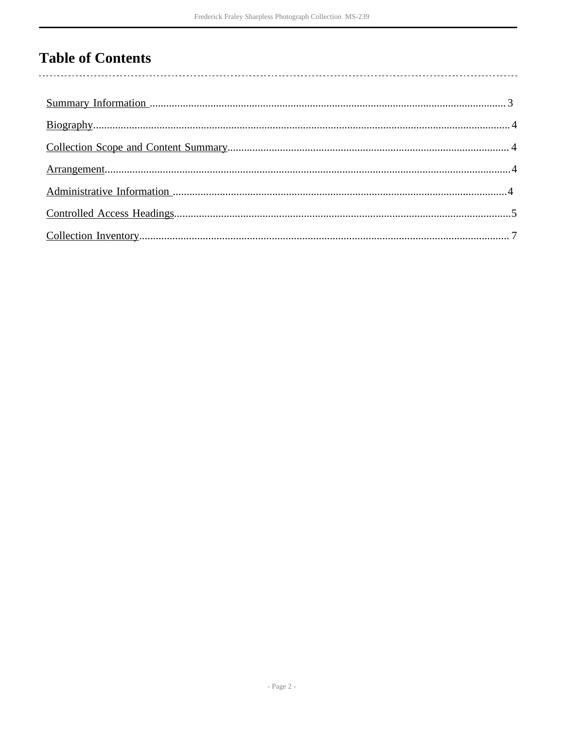# Table of Contents

- Summary Information ..... 3
- Biography ..... 4
- Collection Scope and Content Summary ..... 4
- Arrangement ..... 4
- Administrative Information ..... 4
- Controlled Access Headings ..... 5
- Collection Inventory ..... 7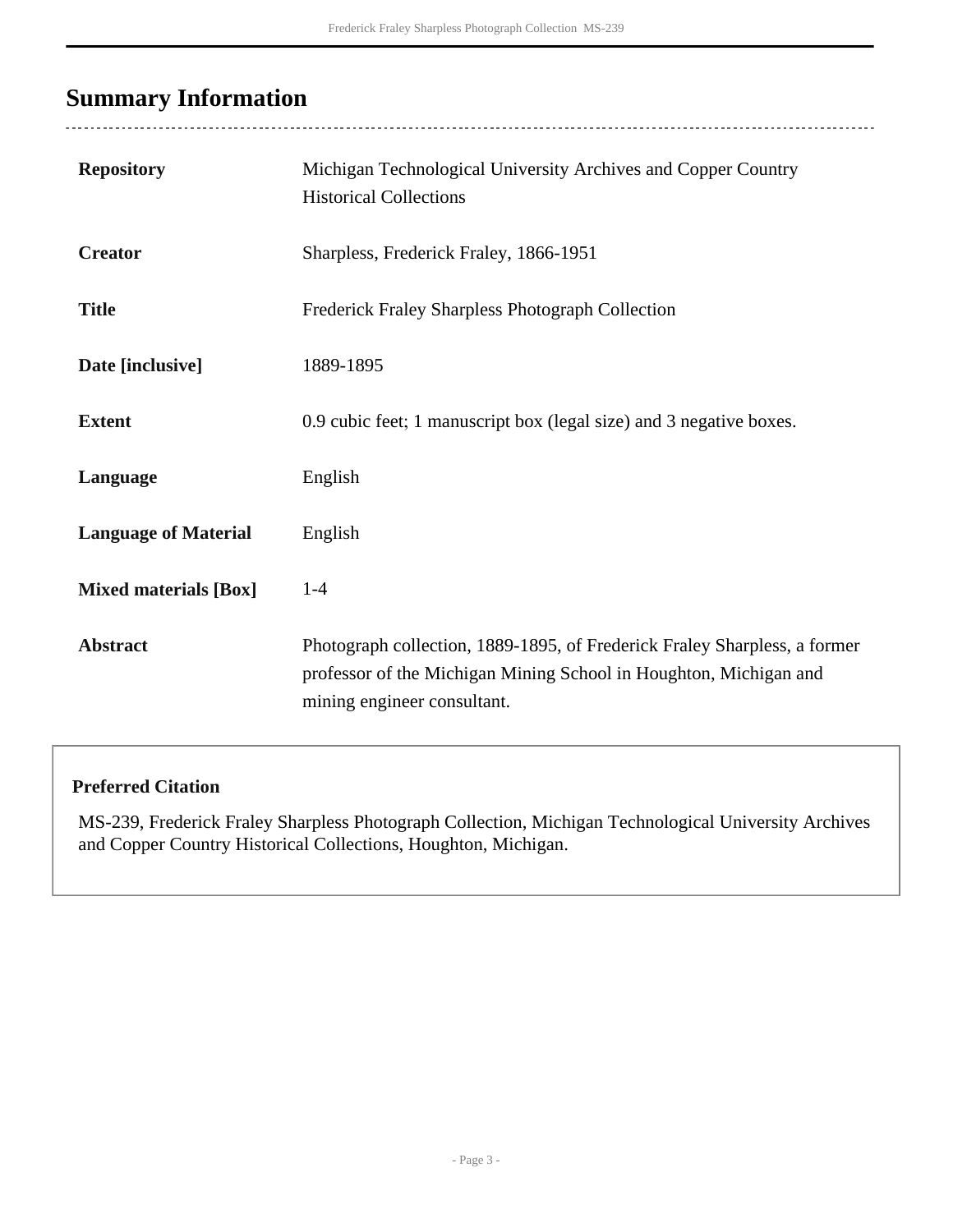## Summary Information

| | |
|---|---|
| **Repository** | Michigan Technological University Archives and Copper Country Historical Collections |
| **Creator** | Sharpless, Frederick Fraley, 1866-1951 |
| **Title** | Frederick Fraley Sharpless Photograph Collection |
| **Date [inclusive]** | 1889-1895 |
| **Extent** | 0.9 cubic feet; 1 manuscript box (legal size) and 3 negative boxes. |
| **Language** | English |
| **Language of Material** | English |
| **Mixed materials [Box]** | 1-4 |
| **Abstract** | Photograph collection, 1889-1895, of Frederick Fraley Sharpless, a former professor of the Michigan Mining School in Houghton, Michigan and mining engineer consultant. |

**Preferred Citation**

MS-239, Frederick Fraley Sharpless Photograph Collection, Michigan Technological University Archives and Copper Country Historical Collections, Houghton, Michigan.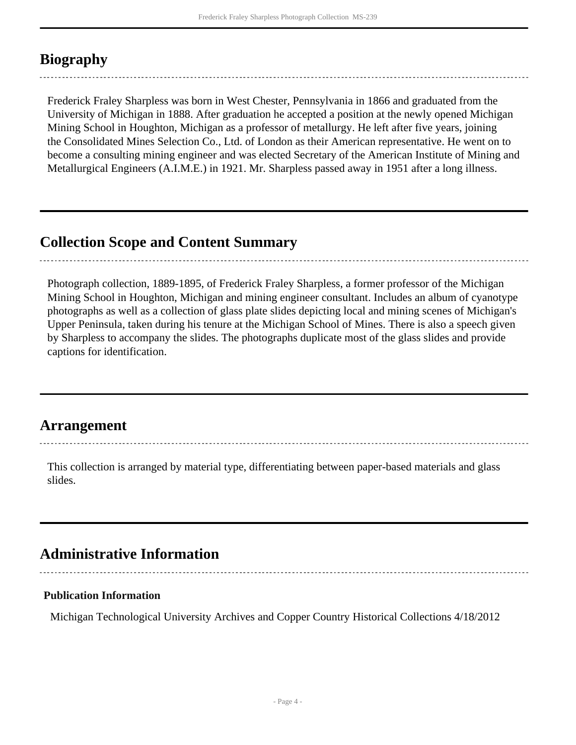## Biography

Frederick Fraley Sharpless was born in West Chester, Pennsylvania in 1866 and graduated from the University of Michigan in 1888. After graduation he accepted a position at the newly opened Michigan Mining School in Houghton, Michigan as a professor of metallurgy. He left after five years, joining the Consolidated Mines Selection Co., Ltd. of London as their American representative. He went on to become a consulting mining engineer and was elected Secretary of the American Institute of Mining and Metallurgical Engineers (A.I.M.E.) in 1921. Mr. Sharpless passed away in 1951 after a long illness.

## Collection Scope and Content Summary

Photograph collection, 1889-1895, of Frederick Fraley Sharpless, a former professor of the Michigan Mining School in Houghton, Michigan and mining engineer consultant. Includes an album of cyanotype photographs as well as a collection of glass plate slides depicting local and mining scenes of Michigan's Upper Peninsula, taken during his tenure at the Michigan School of Mines. There is also a speech given by Sharpless to accompany the slides. The photographs duplicate most of the glass slides and provide captions for identification.

## Arrangement

This collection is arranged by material type, differentiating between paper-based materials and glass slides.

## Administrative Information

**Publication Information**

Michigan Technological University Archives and Copper Country Historical Collections 4/18/2012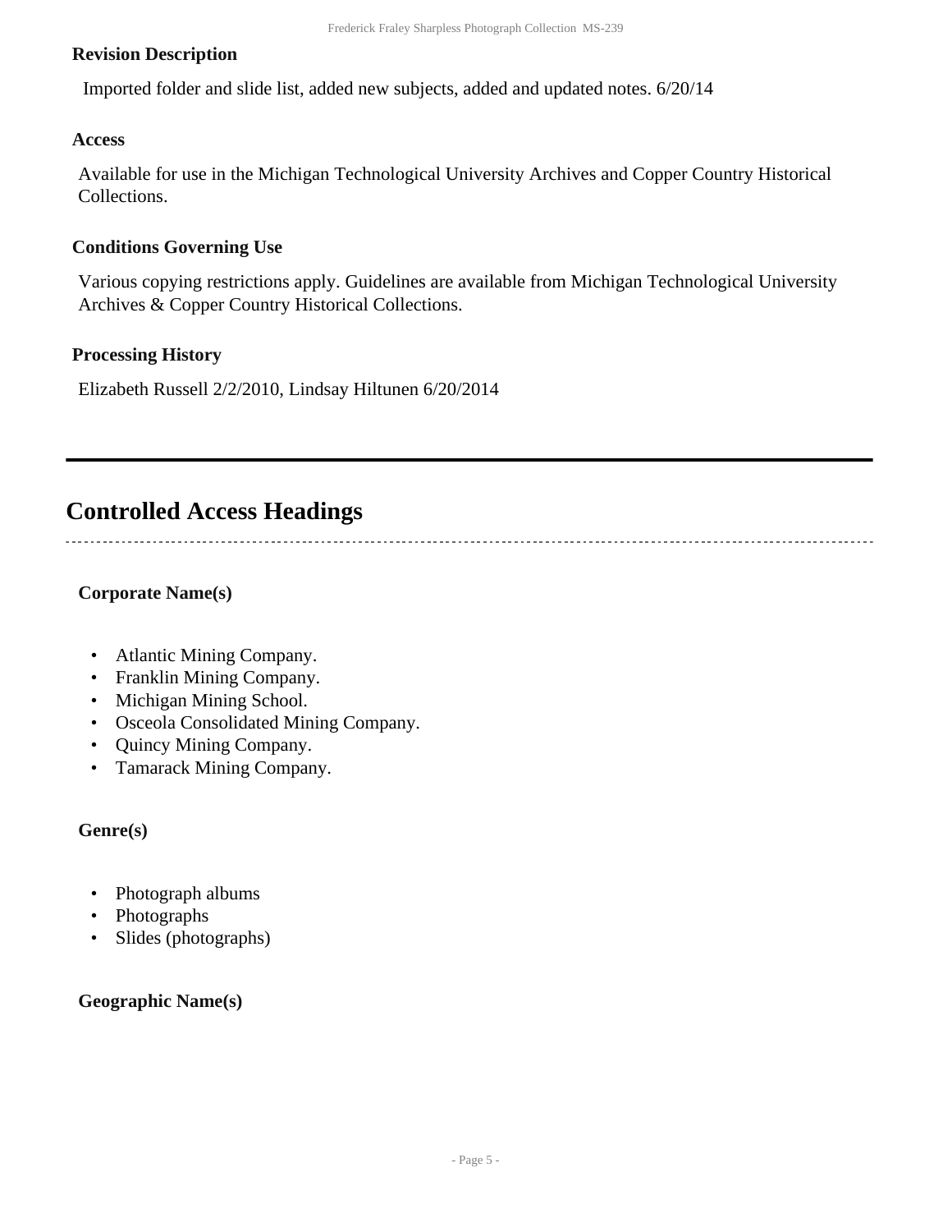**Revision Description**

Imported folder and slide list, added new subjects, added and updated notes. 6/20/14

**Access**

Available for use in the Michigan Technological University Archives and Copper Country Historical Collections.

**Conditions Governing Use**

Various copying restrictions apply. Guidelines are available from Michigan Technological University Archives & Copper Country Historical Collections.

**Processing History**

Elizabeth Russell 2/2/2010, Lindsay Hiltunen 6/20/2014

## Controlled Access Headings

**Corporate Name(s)**

- Atlantic Mining Company.
- Franklin Mining Company.
- Michigan Mining School.
- Osceola Consolidated Mining Company.
- Quincy Mining Company.
- Tamarack Mining Company.

**Genre(s)**

- Photograph albums
- Photographs
- Slides (photographs)

**Geographic Name(s)**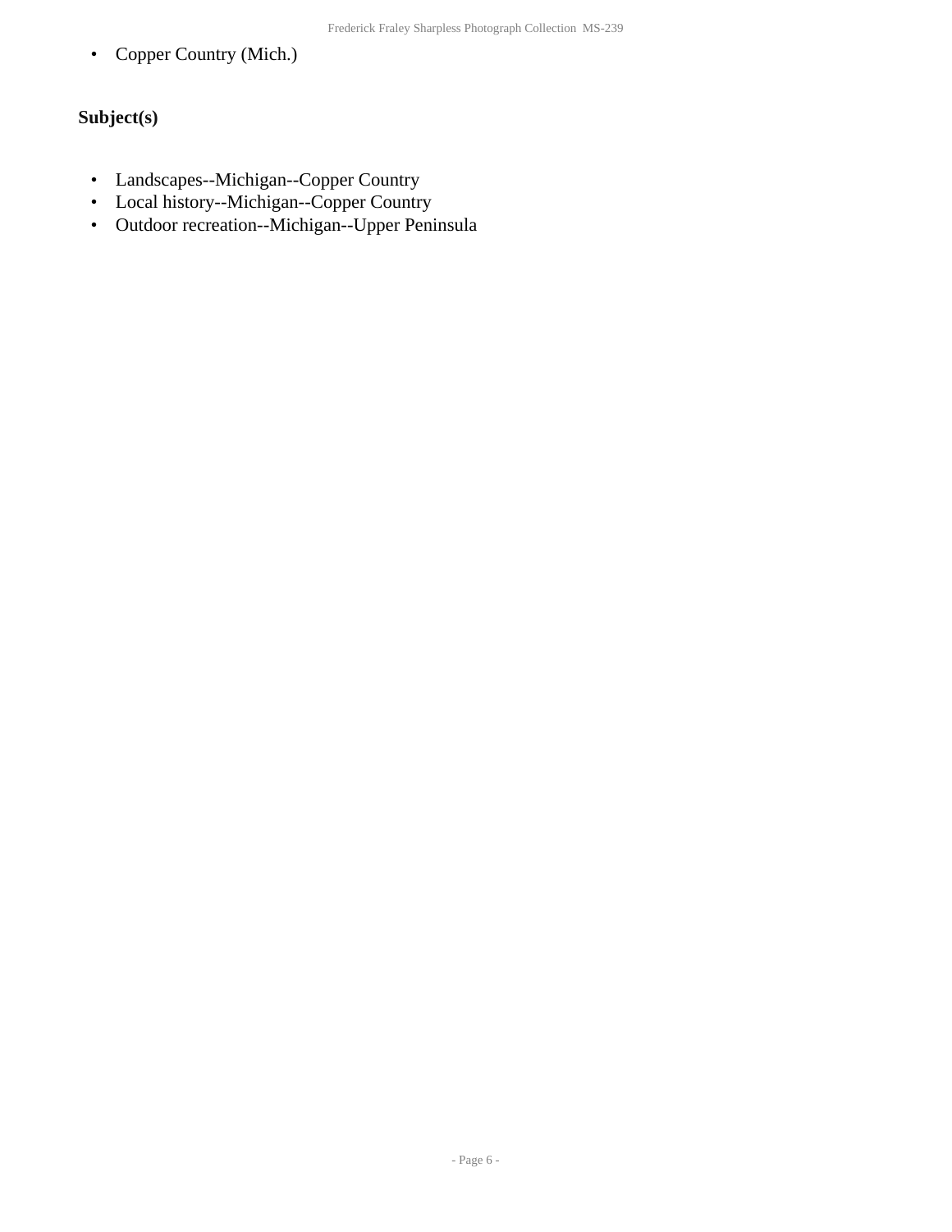- Copper Country (Mich.)

### Subject(s)

- Landscapes--Michigan--Copper Country
- Local history--Michigan--Copper Country
- Outdoor recreation--Michigan--Upper Peninsula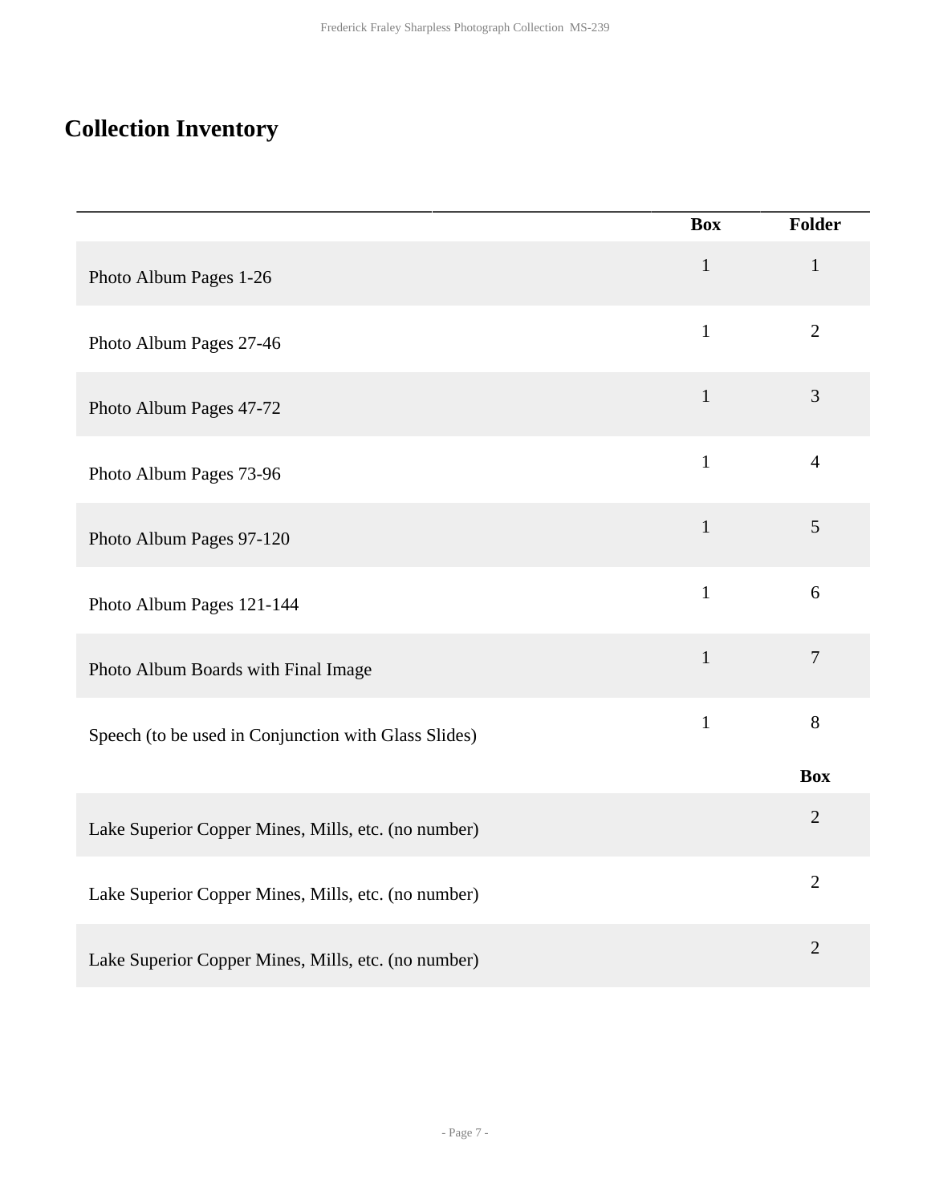## Collection Inventory

| | Box | Folder |
|---|---|---|
| Photo Album Pages 1-26 | 1 | 1 |
| Photo Album Pages 27-46 | 1 | 2 |
| Photo Album Pages 47-72 | 1 | 3 |
| Photo Album Pages 73-96 | 1 | 4 |
| Photo Album Pages 97-120 | 1 | 5 |
| Photo Album Pages 121-144 | 1 | 6 |
| Photo Album Boards with Final Image | 1 | 7 |
| Speech (to be used in Conjunction with Glass Slides) | 1 | 8 |

| | Box |
|---|---|
| Lake Superior Copper Mines, Mills, etc. (no number) | 2 |
| Lake Superior Copper Mines, Mills, etc. (no number) | 2 |
| Lake Superior Copper Mines, Mills, etc. (no number) | 2 |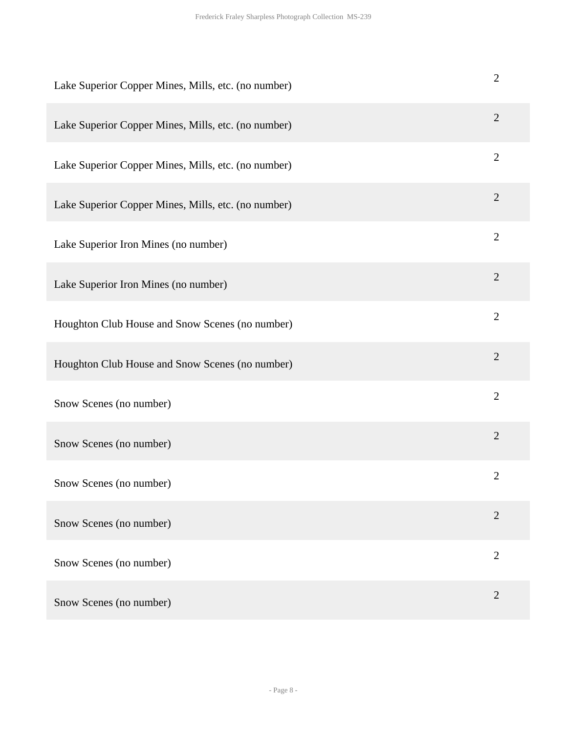| | |
|---|---|
| Lake Superior Copper Mines, Mills, etc. (no number) | 2 |
| Lake Superior Copper Mines, Mills, etc. (no number) | 2 |
| Lake Superior Copper Mines, Mills, etc. (no number) | 2 |
| Lake Superior Copper Mines, Mills, etc. (no number) | 2 |
| Lake Superior Iron Mines (no number) | 2 |
| Lake Superior Iron Mines (no number) | 2 |
| Houghton Club House and Snow Scenes (no number) | 2 |
| Houghton Club House and Snow Scenes (no number) | 2 |
| Snow Scenes (no number) | 2 |
| Snow Scenes (no number) | 2 |
| Snow Scenes (no number) | 2 |
| Snow Scenes (no number) | 2 |
| Snow Scenes (no number) | 2 |
| Snow Scenes (no number) | 2 |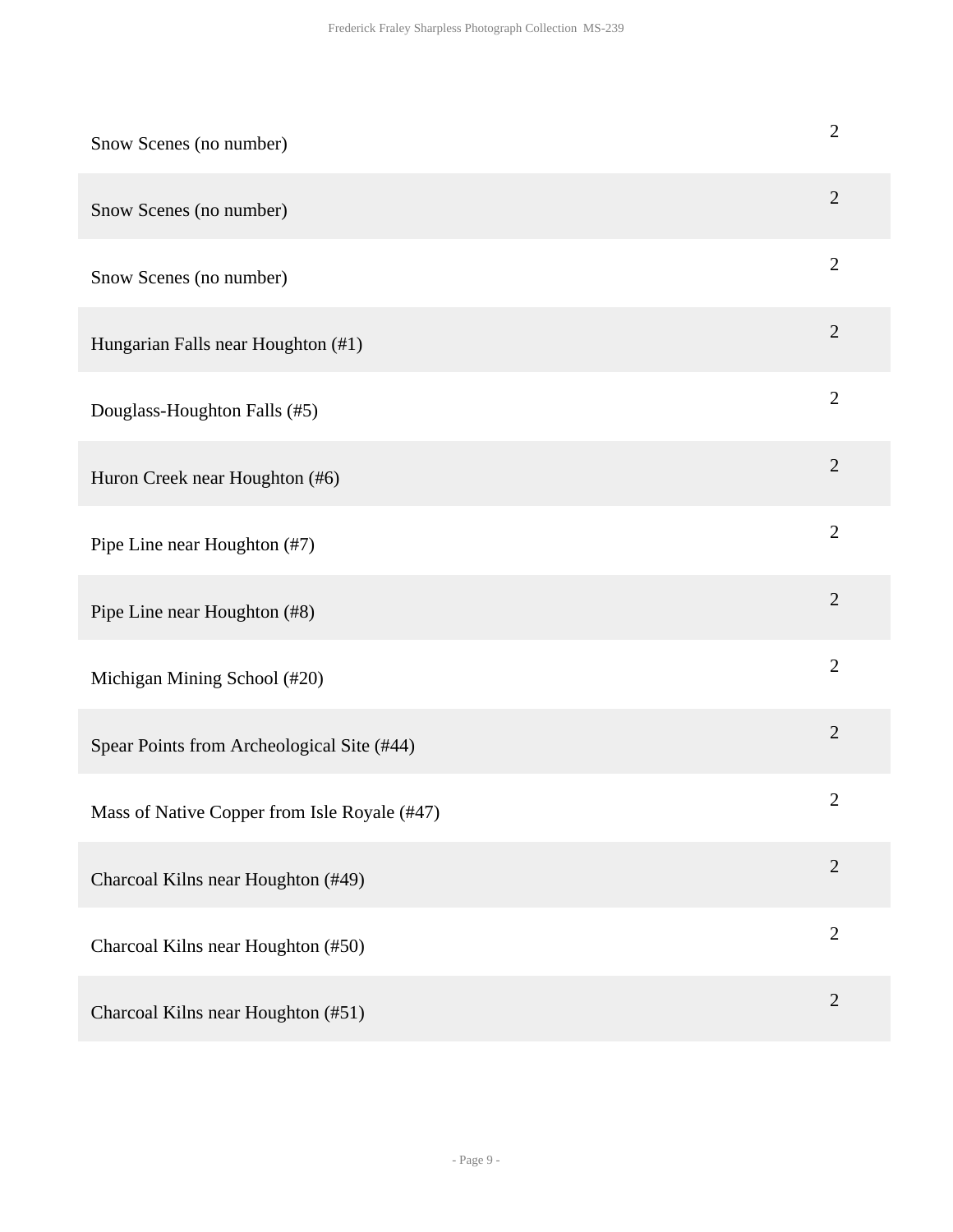| | |
|---|---|
| Snow Scenes (no number) | 2 |
| Snow Scenes (no number) | 2 |
| Snow Scenes (no number) | 2 |
| Hungarian Falls near Houghton (#1) | 2 |
| Douglass-Houghton Falls (#5) | 2 |
| Huron Creek near Houghton (#6) | 2 |
| Pipe Line near Houghton (#7) | 2 |
| Pipe Line near Houghton (#8) | 2 |
| Michigan Mining School (#20) | 2 |
| Spear Points from Archeological Site (#44) | 2 |
| Mass of Native Copper from Isle Royale (#47) | 2 |
| Charcoal Kilns near Houghton (#49) | 2 |
| Charcoal Kilns near Houghton (#50) | 2 |
| Charcoal Kilns near Houghton (#51) | 2 |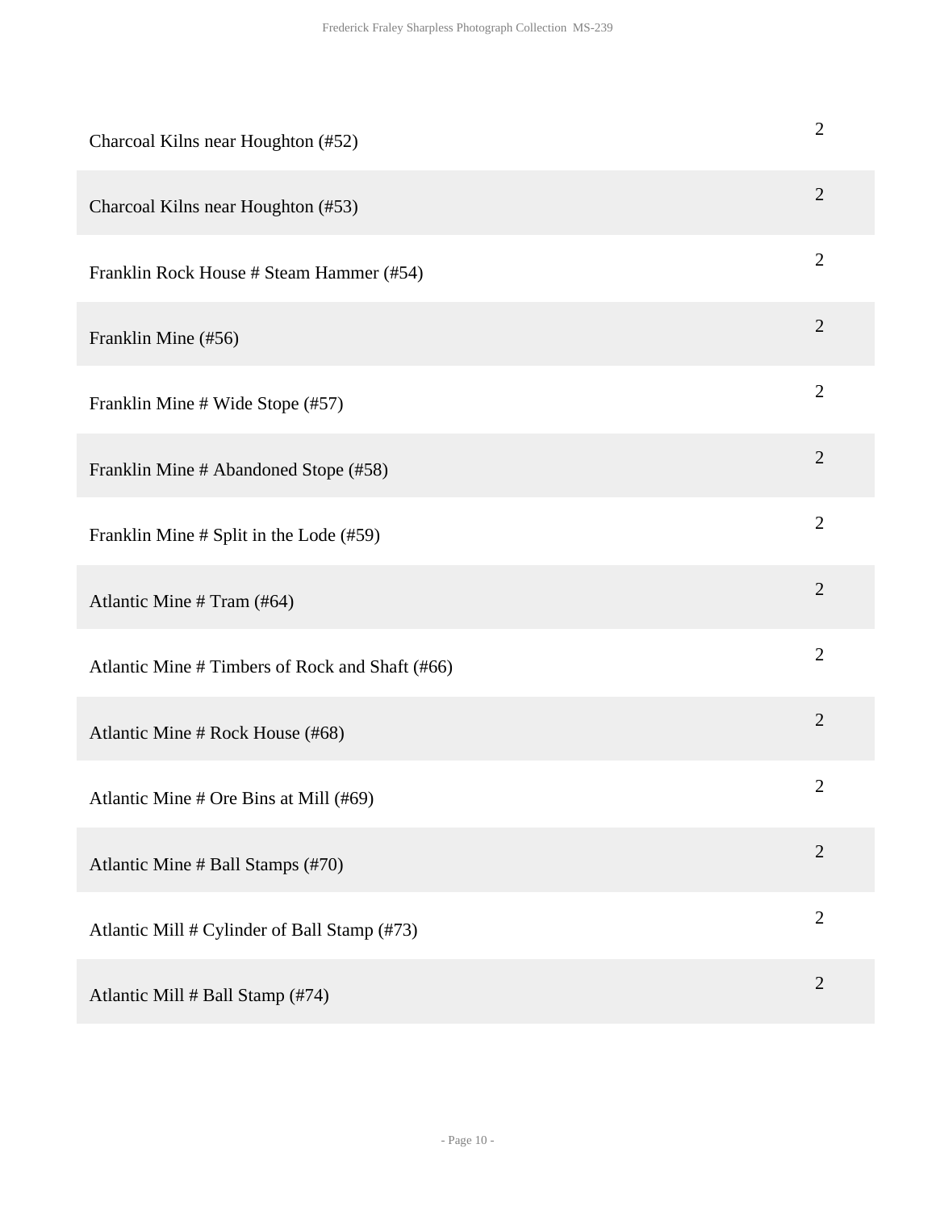| | |
|---|---|
| Charcoal Kilns near Houghton (#52) | 2 |
| Charcoal Kilns near Houghton (#53) | 2 |
| Franklin Rock House # Steam Hammer (#54) | 2 |
| Franklin Mine (#56) | 2 |
| Franklin Mine # Wide Stope (#57) | 2 |
| Franklin Mine # Abandoned Stope (#58) | 2 |
| Franklin Mine # Split in the Lode (#59) | 2 |
| Atlantic Mine # Tram (#64) | 2 |
| Atlantic Mine # Timbers of Rock and Shaft (#66) | 2 |
| Atlantic Mine # Rock House (#68) | 2 |
| Atlantic Mine # Ore Bins at Mill (#69) | 2 |
| Atlantic Mine # Ball Stamps (#70) | 2 |
| Atlantic Mill # Cylinder of Ball Stamp (#73) | 2 |
| Atlantic Mill # Ball Stamp (#74) | 2 |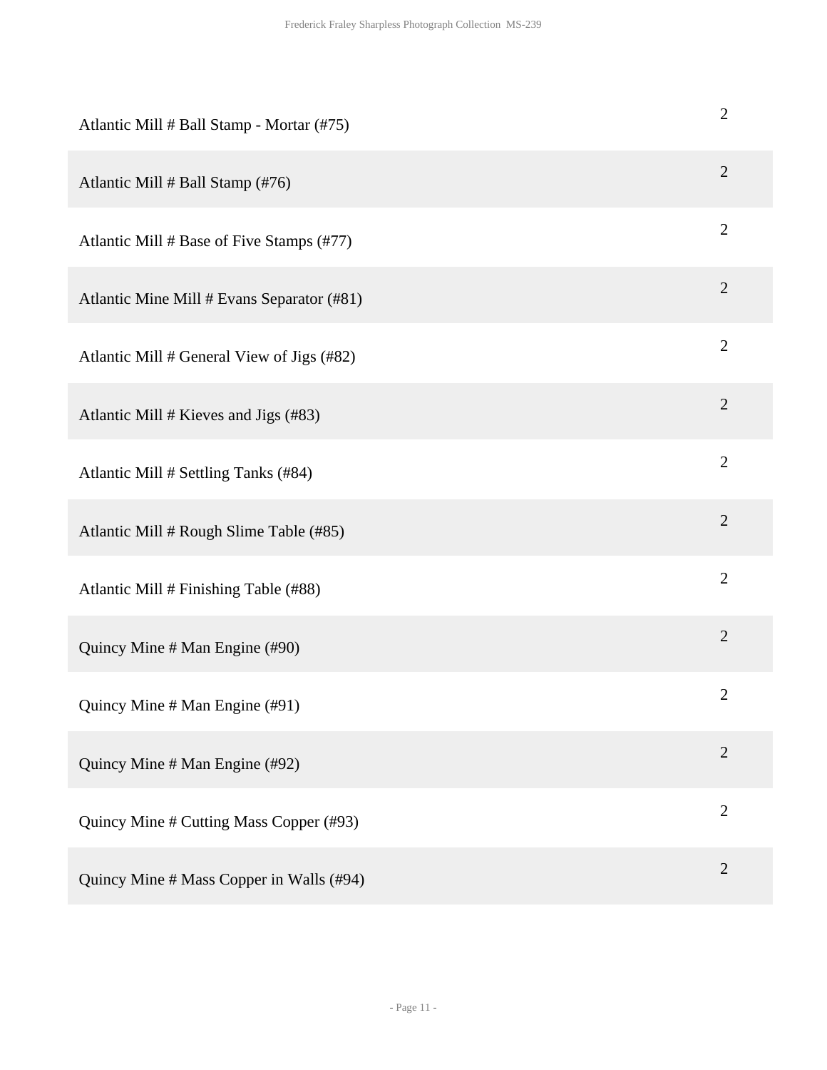| | |
|---|---|
| Atlantic Mill # Ball Stamp - Mortar (#75) | 2 |
| Atlantic Mill # Ball Stamp (#76) | 2 |
| Atlantic Mill # Base of Five Stamps (#77) | 2 |
| Atlantic Mine Mill # Evans Separator (#81) | 2 |
| Atlantic Mill # General View of Jigs (#82) | 2 |
| Atlantic Mill # Kieves and Jigs (#83) | 2 |
| Atlantic Mill # Settling Tanks (#84) | 2 |
| Atlantic Mill # Rough Slime Table (#85) | 2 |
| Atlantic Mill # Finishing Table (#88) | 2 |
| Quincy Mine # Man Engine (#90) | 2 |
| Quincy Mine # Man Engine (#91) | 2 |
| Quincy Mine # Man Engine (#92) | 2 |
| Quincy Mine # Cutting Mass Copper (#93) | 2 |
| Quincy Mine # Mass Copper in Walls (#94) | 2 |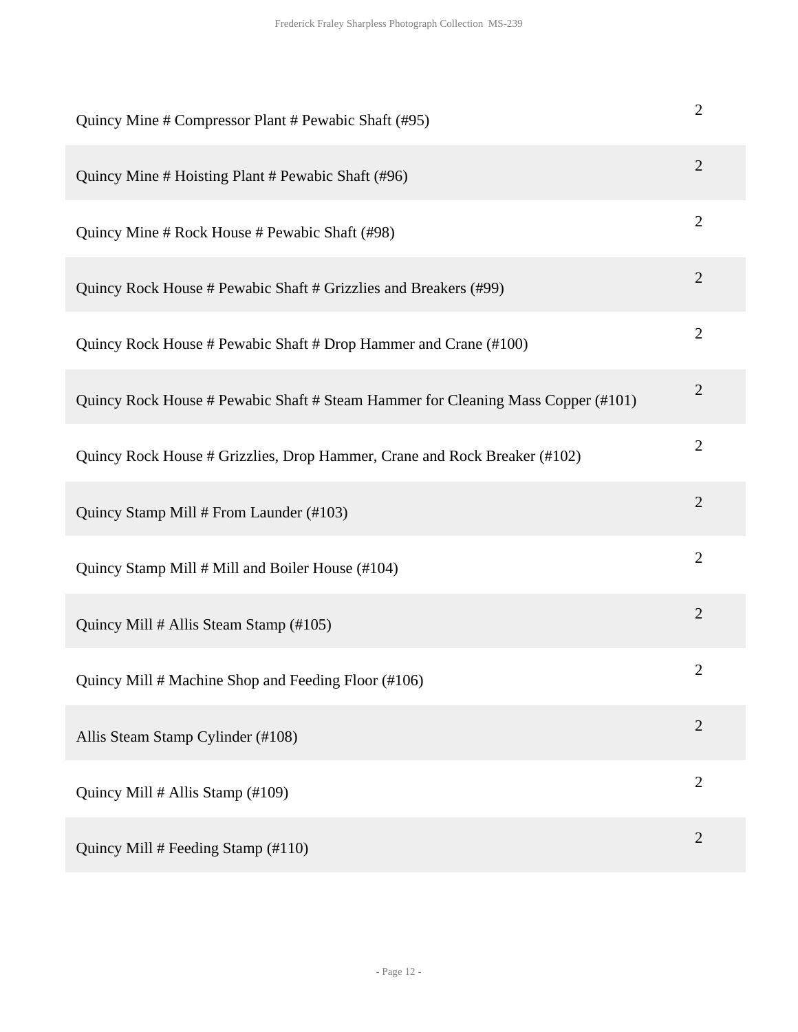| | |
|---|---|
| Quincy Mine # Compressor Plant # Pewabic Shaft (#95) | 2 |
| Quincy Mine # Hoisting Plant # Pewabic Shaft (#96) | 2 |
| Quincy Mine # Rock House # Pewabic Shaft (#98) | 2 |
| Quincy Rock House # Pewabic Shaft # Grizzlies and Breakers (#99) | 2 |
| Quincy Rock House # Pewabic Shaft # Drop Hammer and Crane (#100) | 2 |
| Quincy Rock House # Pewabic Shaft # Steam Hammer for Cleaning Mass Copper (#101) | 2 |
| Quincy Rock House # Grizzlies, Drop Hammer, Crane and Rock Breaker (#102) | 2 |
| Quincy Stamp Mill # From Launder (#103) | 2 |
| Quincy Stamp Mill # Mill and Boiler House (#104) | 2 |
| Quincy Mill # Allis Steam Stamp (#105) | 2 |
| Quincy Mill # Machine Shop and Feeding Floor (#106) | 2 |
| Allis Steam Stamp Cylinder (#108) | 2 |
| Quincy Mill # Allis Stamp (#109) | 2 |
| Quincy Mill # Feeding Stamp (#110) | 2 |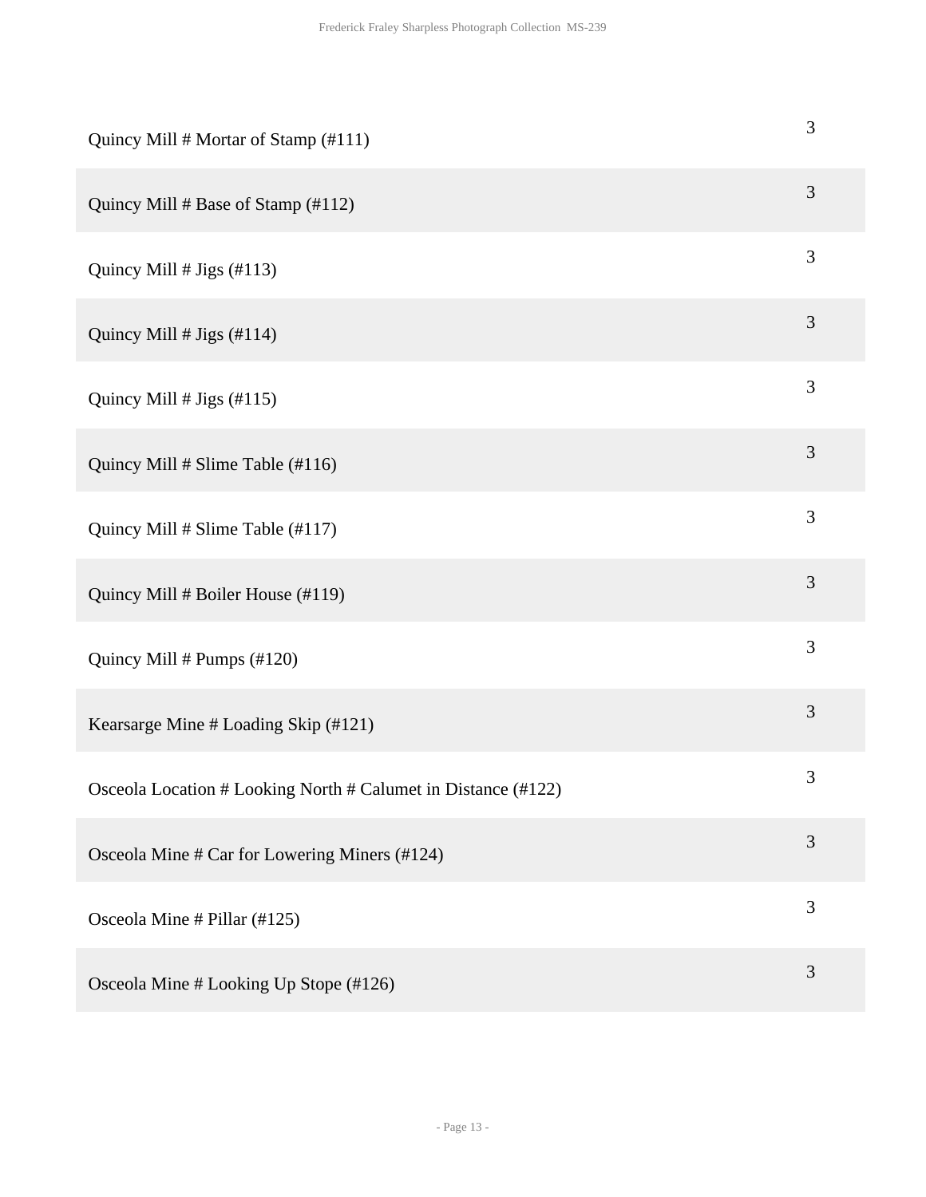| | |
|---|---|
| Quincy Mill # Mortar of Stamp (#111) | 3 |
| Quincy Mill # Base of Stamp (#112) | 3 |
| Quincy Mill # Jigs (#113) | 3 |
| Quincy Mill # Jigs (#114) | 3 |
| Quincy Mill # Jigs (#115) | 3 |
| Quincy Mill # Slime Table (#116) | 3 |
| Quincy Mill # Slime Table (#117) | 3 |
| Quincy Mill # Boiler House (#119) | 3 |
| Quincy Mill # Pumps (#120) | 3 |
| Kearsarge Mine # Loading Skip (#121) | 3 |
| Osceola Location # Looking North # Calumet in Distance (#122) | 3 |
| Osceola Mine # Car for Lowering Miners (#124) | 3 |
| Osceola Mine # Pillar (#125) | 3 |
| Osceola Mine # Looking Up Stope (#126) | 3 |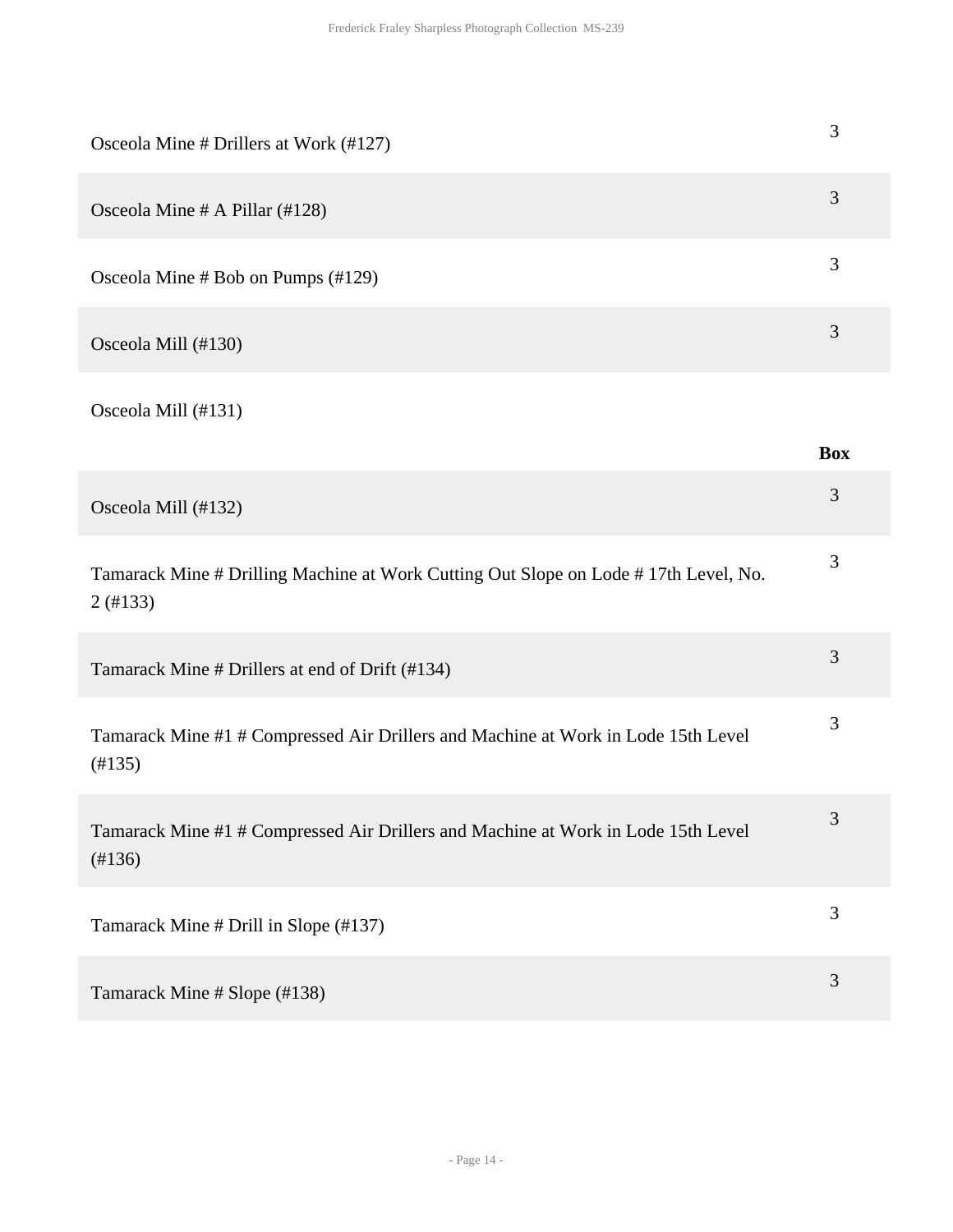| | Box |
|---|---|
| Osceola Mine # Drillers at Work (#127) | 3 |
| Osceola Mine # A Pillar (#128) | 3 |
| Osceola Mine # Bob on Pumps (#129) | 3 |
| Osceola Mill (#130) | 3 |
| Osceola Mill (#131) | |
| Osceola Mill (#132) | 3 |
| Tamarack Mine # Drilling Machine at Work Cutting Out Slope on Lode # 17th Level, No. 2 (#133) | 3 |
| Tamarack Mine # Drillers at end of Drift (#134) | 3 |
| Tamarack Mine #1 # Compressed Air Drillers and Machine at Work in Lode 15th Level (#135) | 3 |
| Tamarack Mine #1 # Compressed Air Drillers and Machine at Work in Lode 15th Level (#136) | 3 |
| Tamarack Mine # Drill in Slope (#137) | 3 |
| Tamarack Mine # Slope (#138) | 3 |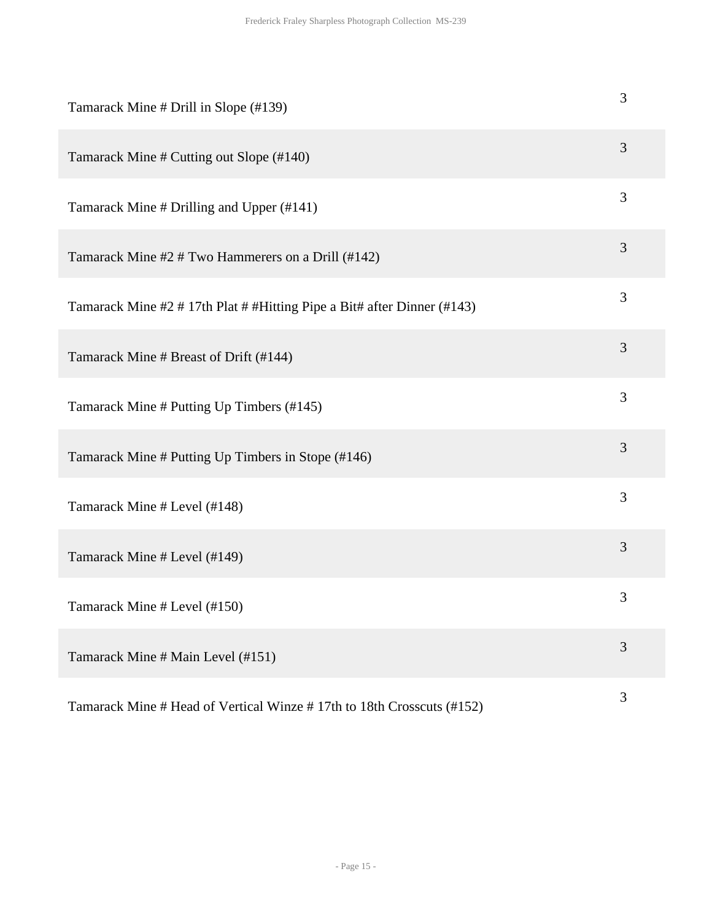| | |
|---|---|
| Tamarack Mine # Drill in Slope (#139) | 3 |
| Tamarack Mine # Cutting out Slope (#140) | 3 |
| Tamarack Mine # Drilling and Upper (#141) | 3 |
| Tamarack Mine #2 # Two Hammerers on a Drill (#142) | 3 |
| Tamarack Mine #2 # 17th Plat # #Hitting Pipe a Bit# after Dinner (#143) | 3 |
| Tamarack Mine # Breast of Drift (#144) | 3 |
| Tamarack Mine # Putting Up Timbers (#145) | 3 |
| Tamarack Mine # Putting Up Timbers in Stope (#146) | 3 |
| Tamarack Mine # Level (#148) | 3 |
| Tamarack Mine # Level (#149) | 3 |
| Tamarack Mine # Level (#150) | 3 |
| Tamarack Mine # Main Level (#151) | 3 |
| Tamarack Mine # Head of Vertical Winze # 17th to 18th Crosscuts (#152) | 3 |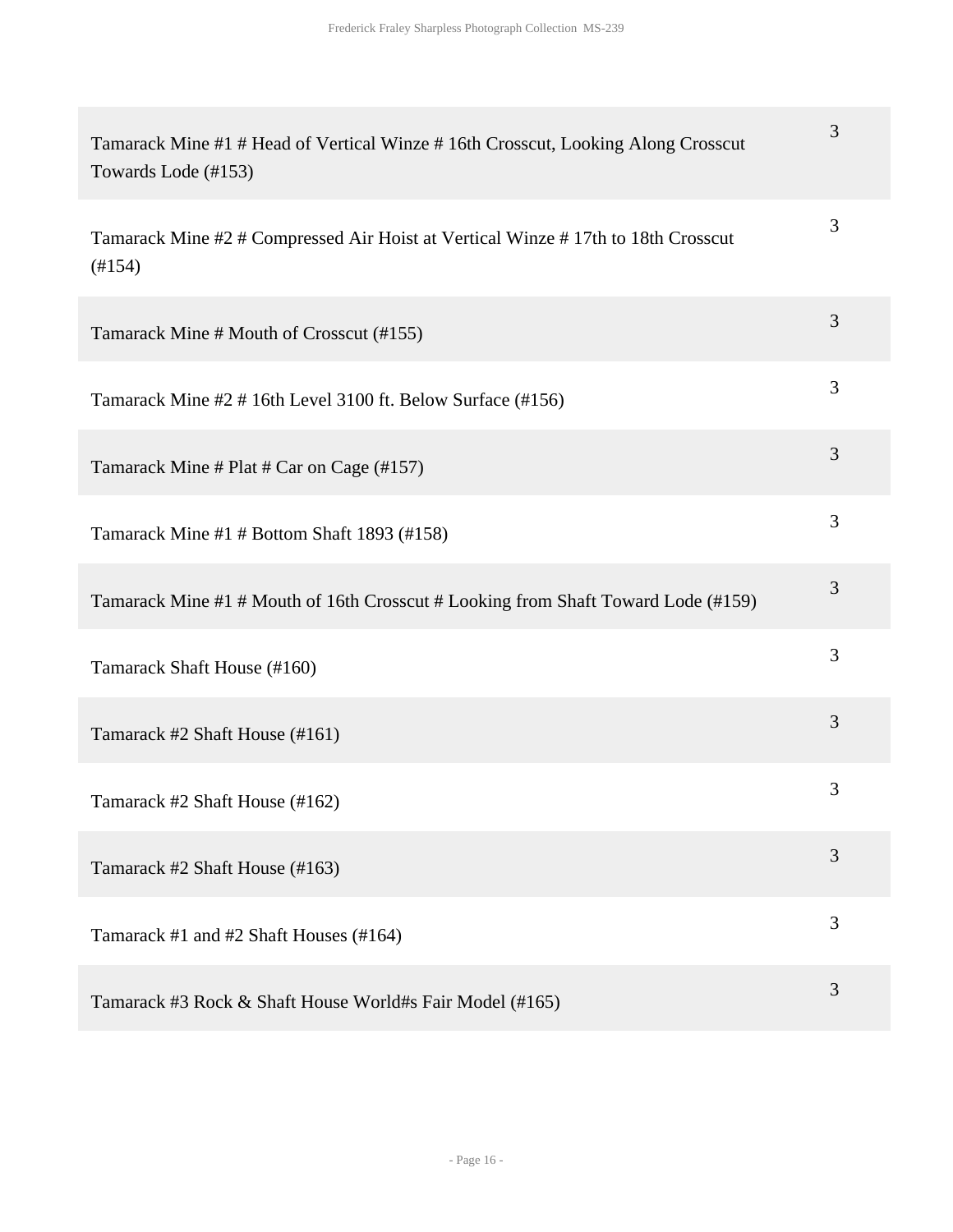| | |
|---|---|
| Tamarack Mine #1 # Head of Vertical Winze # 16th Crosscut, Looking Along Crosscut Towards Lode (#153) | 3 |
| Tamarack Mine #2 # Compressed Air Hoist at Vertical Winze # 17th to 18th Crosscut (#154) | 3 |
| Tamarack Mine # Mouth of Crosscut (#155) | 3 |
| Tamarack Mine #2 # 16th Level 3100 ft. Below Surface (#156) | 3 |
| Tamarack Mine # Plat # Car on Cage (#157) | 3 |
| Tamarack Mine #1 # Bottom Shaft 1893 (#158) | 3 |
| Tamarack Mine #1 # Mouth of 16th Crosscut # Looking from Shaft Toward Lode (#159) | 3 |
| Tamarack Shaft House (#160) | 3 |
| Tamarack #2 Shaft House (#161) | 3 |
| Tamarack #2 Shaft House (#162) | 3 |
| Tamarack #2 Shaft House (#163) | 3 |
| Tamarack #1 and #2 Shaft Houses (#164) | 3 |
| Tamarack #3 Rock & Shaft House World#s Fair Model (#165) | 3 |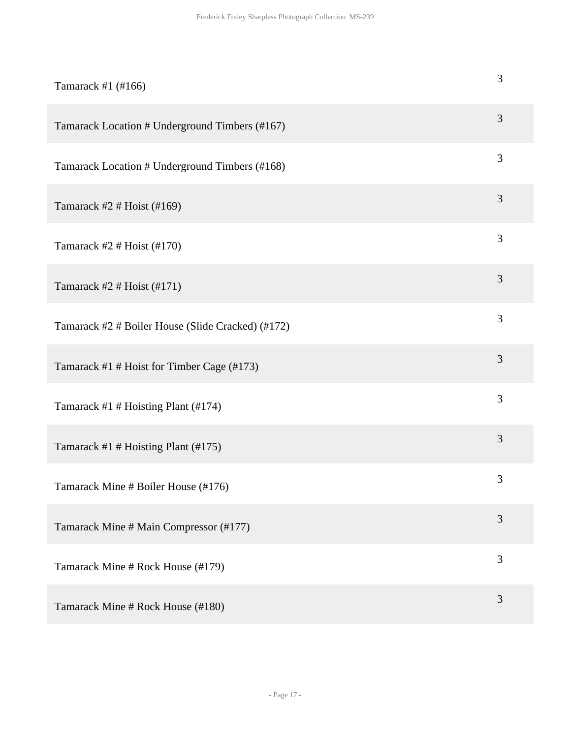| | |
|---|---|
| Tamarack #1 (#166) | 3 |
| Tamarack Location # Underground Timbers (#167) | 3 |
| Tamarack Location # Underground Timbers (#168) | 3 |
| Tamarack #2 # Hoist (#169) | 3 |
| Tamarack #2 # Hoist (#170) | 3 |
| Tamarack #2 # Hoist (#171) | 3 |
| Tamarack #2 # Boiler House (Slide Cracked) (#172) | 3 |
| Tamarack #1 # Hoist for Timber Cage (#173) | 3 |
| Tamarack #1 # Hoisting Plant (#174) | 3 |
| Tamarack #1 # Hoisting Plant (#175) | 3 |
| Tamarack Mine # Boiler House (#176) | 3 |
| Tamarack Mine # Main Compressor (#177) | 3 |
| Tamarack Mine # Rock House (#179) | 3 |
| Tamarack Mine # Rock House (#180) | 3 |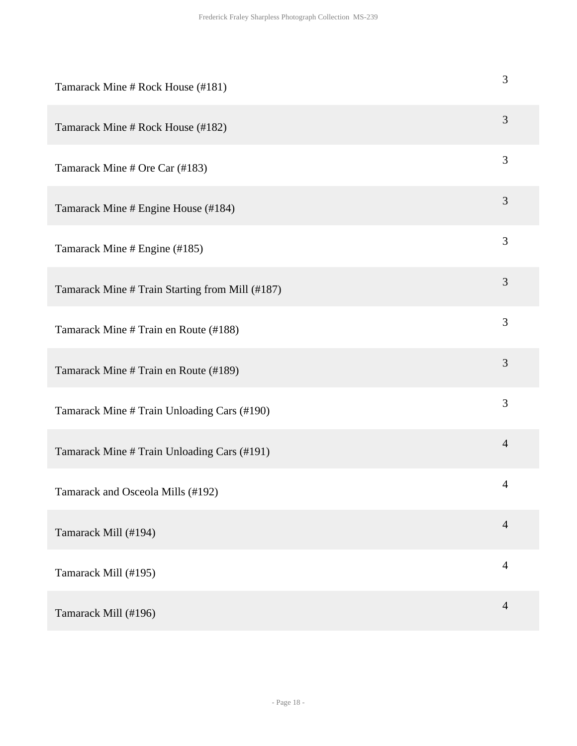| | |
|---|---|
| Tamarack Mine # Rock House (#181) | 3 |
| Tamarack Mine # Rock House (#182) | 3 |
| Tamarack Mine # Ore Car (#183) | 3 |
| Tamarack Mine # Engine House (#184) | 3 |
| Tamarack Mine # Engine (#185) | 3 |
| Tamarack Mine # Train Starting from Mill (#187) | 3 |
| Tamarack Mine # Train en Route (#188) | 3 |
| Tamarack Mine # Train en Route (#189) | 3 |
| Tamarack Mine # Train Unloading Cars (#190) | 3 |
| Tamarack Mine # Train Unloading Cars (#191) | 4 |
| Tamarack and Osceola Mills (#192) | 4 |
| Tamarack Mill (#194) | 4 |
| Tamarack Mill (#195) | 4 |
| Tamarack Mill (#196) | 4 |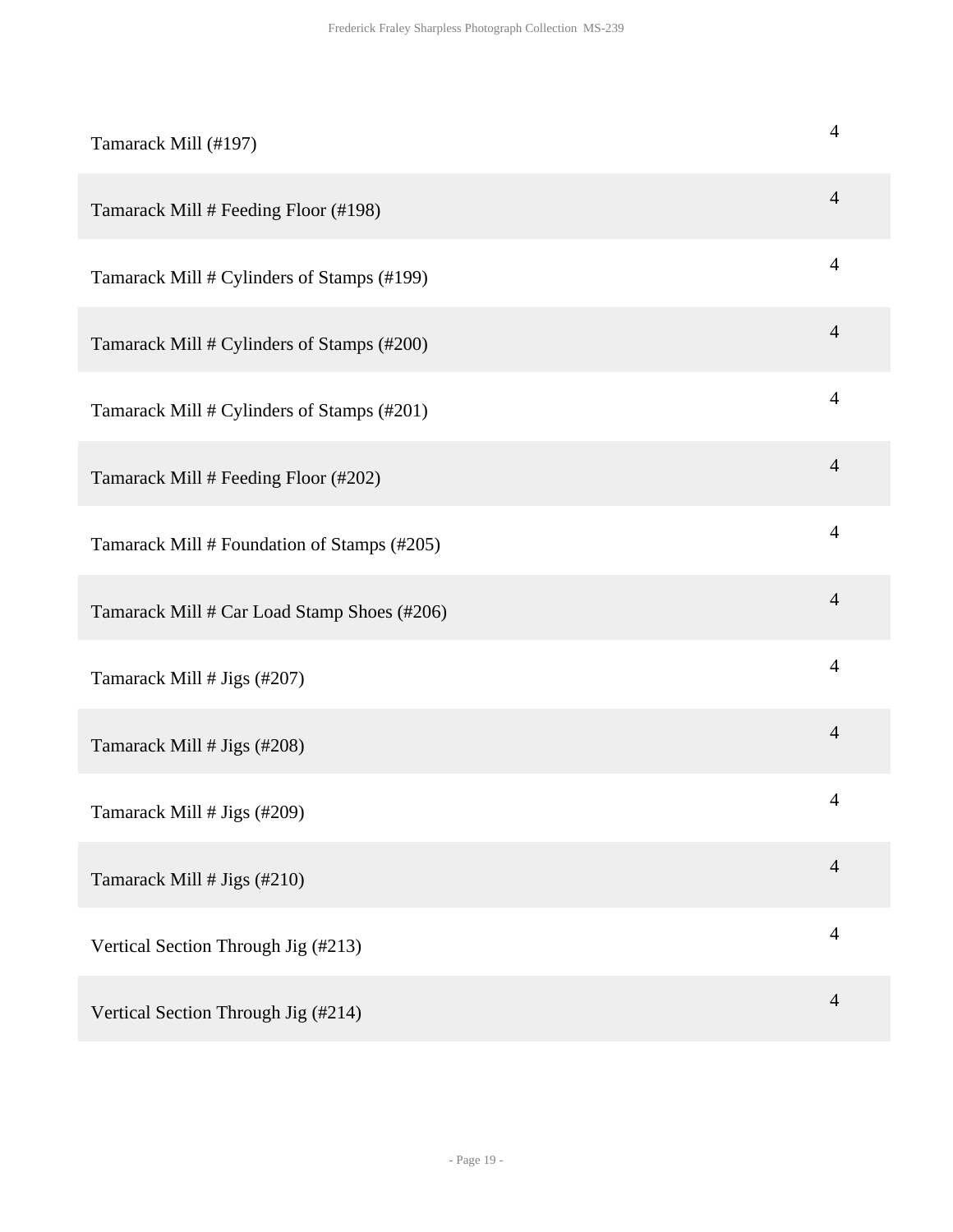| | |
|---|---|
| Tamarack Mill (#197) | 4 |
| Tamarack Mill # Feeding Floor (#198) | 4 |
| Tamarack Mill # Cylinders of Stamps (#199) | 4 |
| Tamarack Mill # Cylinders of Stamps (#200) | 4 |
| Tamarack Mill # Cylinders of Stamps (#201) | 4 |
| Tamarack Mill # Feeding Floor (#202) | 4 |
| Tamarack Mill # Foundation of Stamps (#205) | 4 |
| Tamarack Mill # Car Load Stamp Shoes (#206) | 4 |
| Tamarack Mill # Jigs (#207) | 4 |
| Tamarack Mill # Jigs (#208) | 4 |
| Tamarack Mill # Jigs (#209) | 4 |
| Tamarack Mill # Jigs (#210) | 4 |
| Vertical Section Through Jig (#213) | 4 |
| Vertical Section Through Jig (#214) | 4 |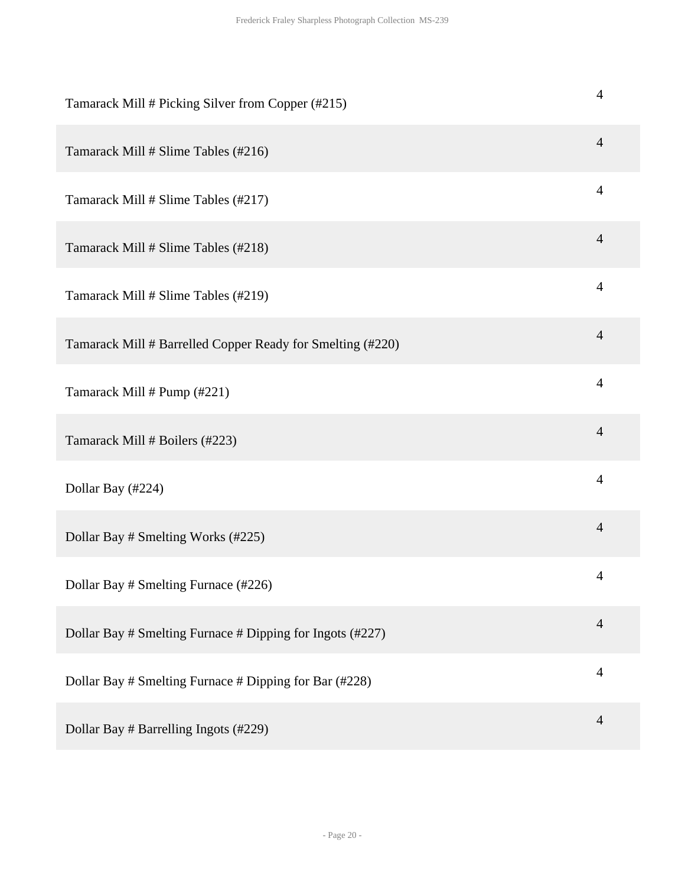| | |
|---|---|
| Tamarack Mill # Picking Silver from Copper (#215) | 4 |
| Tamarack Mill # Slime Tables (#216) | 4 |
| Tamarack Mill # Slime Tables (#217) | 4 |
| Tamarack Mill # Slime Tables (#218) | 4 |
| Tamarack Mill # Slime Tables (#219) | 4 |
| Tamarack Mill # Barrelled Copper Ready for Smelting (#220) | 4 |
| Tamarack Mill # Pump (#221) | 4 |
| Tamarack Mill # Boilers (#223) | 4 |
| Dollar Bay (#224) | 4 |
| Dollar Bay # Smelting Works (#225) | 4 |
| Dollar Bay # Smelting Furnace (#226) | 4 |
| Dollar Bay # Smelting Furnace # Dipping for Ingots (#227) | 4 |
| Dollar Bay # Smelting Furnace # Dipping for Bar (#228) | 4 |
| Dollar Bay # Barrelling Ingots (#229) | 4 |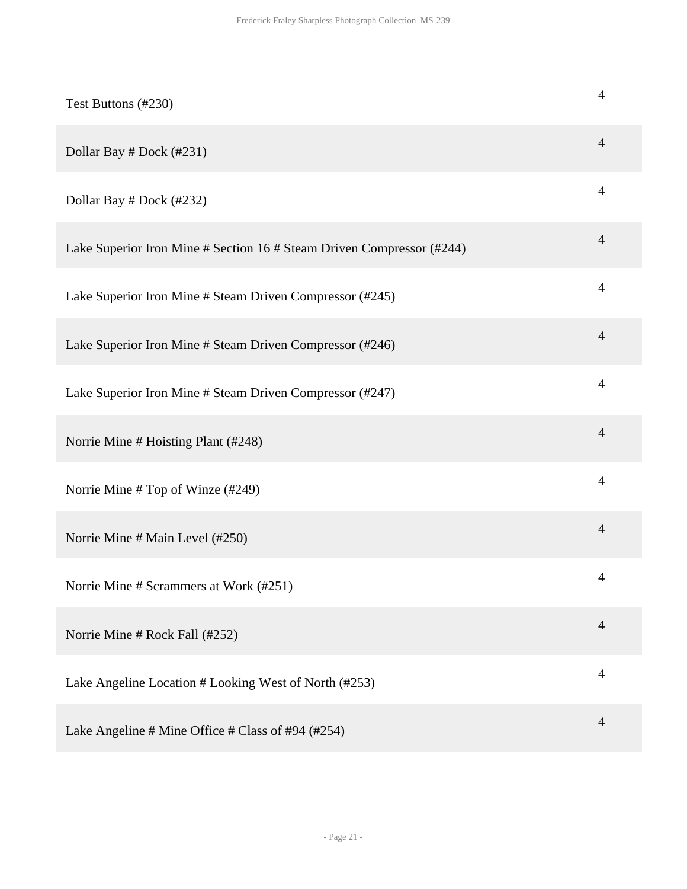| | |
|---|---|
| Test Buttons (#230) | 4 |
| Dollar Bay # Dock (#231) | 4 |
| Dollar Bay # Dock (#232) | 4 |
| Lake Superior Iron Mine # Section 16 # Steam Driven Compressor (#244) | 4 |
| Lake Superior Iron Mine # Steam Driven Compressor (#245) | 4 |
| Lake Superior Iron Mine # Steam Driven Compressor (#246) | 4 |
| Lake Superior Iron Mine # Steam Driven Compressor (#247) | 4 |
| Norrie Mine # Hoisting Plant (#248) | 4 |
| Norrie Mine # Top of Winze (#249) | 4 |
| Norrie Mine # Main Level (#250) | 4 |
| Norrie Mine # Scrammers at Work (#251) | 4 |
| Norrie Mine # Rock Fall (#252) | 4 |
| Lake Angeline Location # Looking West of North (#253) | 4 |
| Lake Angeline # Mine Office # Class of #94 (#254) | 4 |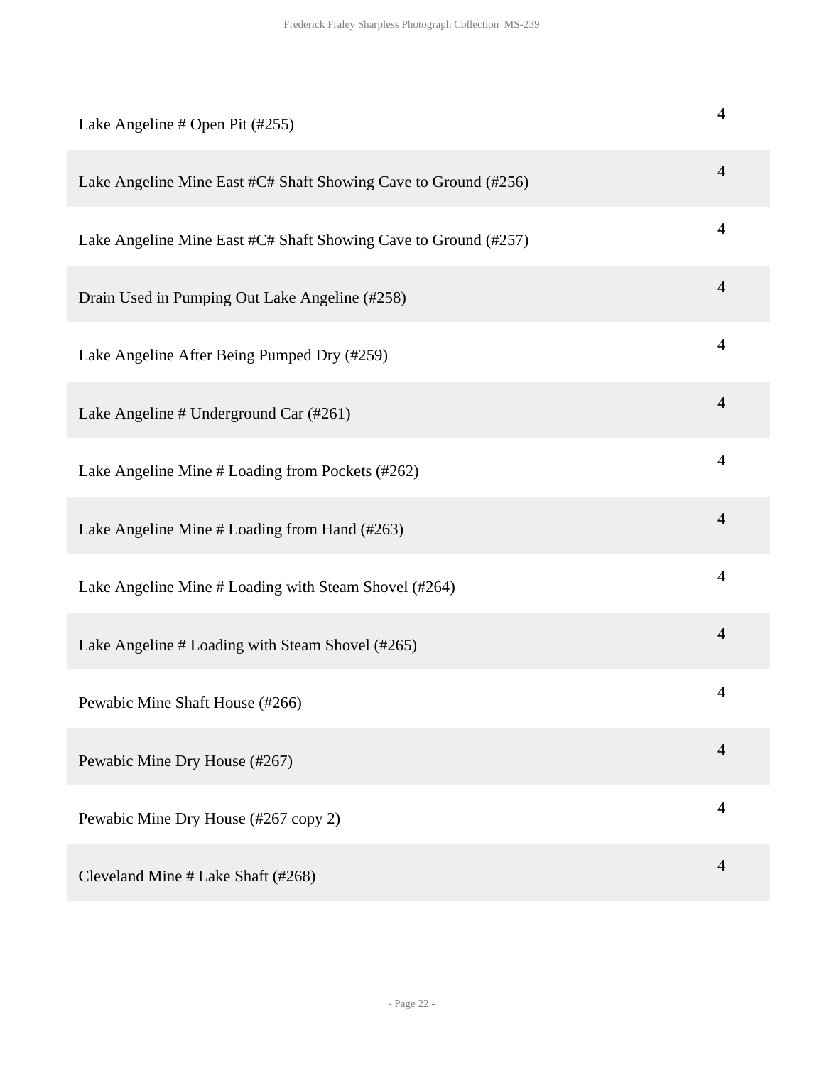| | |
|---|---|
| Lake Angeline # Open Pit (#255) | 4 |
| Lake Angeline Mine East #C# Shaft Showing Cave to Ground (#256) | 4 |
| Lake Angeline Mine East #C# Shaft Showing Cave to Ground (#257) | 4 |
| Drain Used in Pumping Out Lake Angeline (#258) | 4 |
| Lake Angeline After Being Pumped Dry (#259) | 4 |
| Lake Angeline # Underground Car (#261) | 4 |
| Lake Angeline Mine # Loading from Pockets (#262) | 4 |
| Lake Angeline Mine # Loading from Hand (#263) | 4 |
| Lake Angeline Mine # Loading with Steam Shovel (#264) | 4 |
| Lake Angeline # Loading with Steam Shovel (#265) | 4 |
| Pewabic Mine Shaft House (#266) | 4 |
| Pewabic Mine Dry House (#267) | 4 |
| Pewabic Mine Dry House (#267 copy 2) | 4 |
| Cleveland Mine # Lake Shaft (#268) | 4 |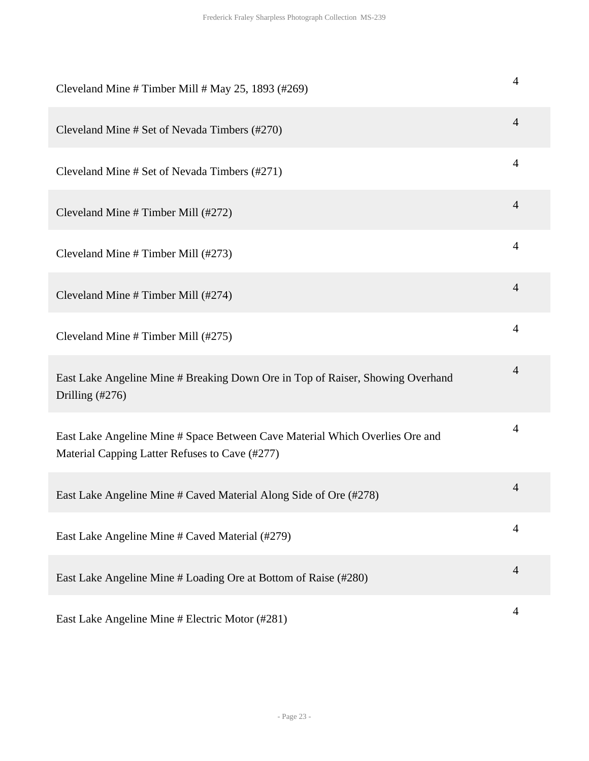| | |
|---|---|
| Cleveland Mine # Timber Mill # May 25, 1893 (#269) | 4 |
| Cleveland Mine # Set of Nevada Timbers (#270) | 4 |
| Cleveland Mine # Set of Nevada Timbers (#271) | 4 |
| Cleveland Mine # Timber Mill (#272) | 4 |
| Cleveland Mine # Timber Mill (#273) | 4 |
| Cleveland Mine # Timber Mill (#274) | 4 |
| Cleveland Mine # Timber Mill (#275) | 4 |
| East Lake Angeline Mine # Breaking Down Ore in Top of Raiser, Showing Overhand Drilling (#276) | 4 |
| East Lake Angeline Mine # Space Between Cave Material Which Overlies Ore and Material Capping Latter Refuses to Cave (#277) | 4 |
| East Lake Angeline Mine # Caved Material Along Side of Ore (#278) | 4 |
| East Lake Angeline Mine # Caved Material (#279) | 4 |
| East Lake Angeline Mine # Loading Ore at Bottom of Raise (#280) | 4 |
| East Lake Angeline Mine # Electric Motor (#281) | 4 |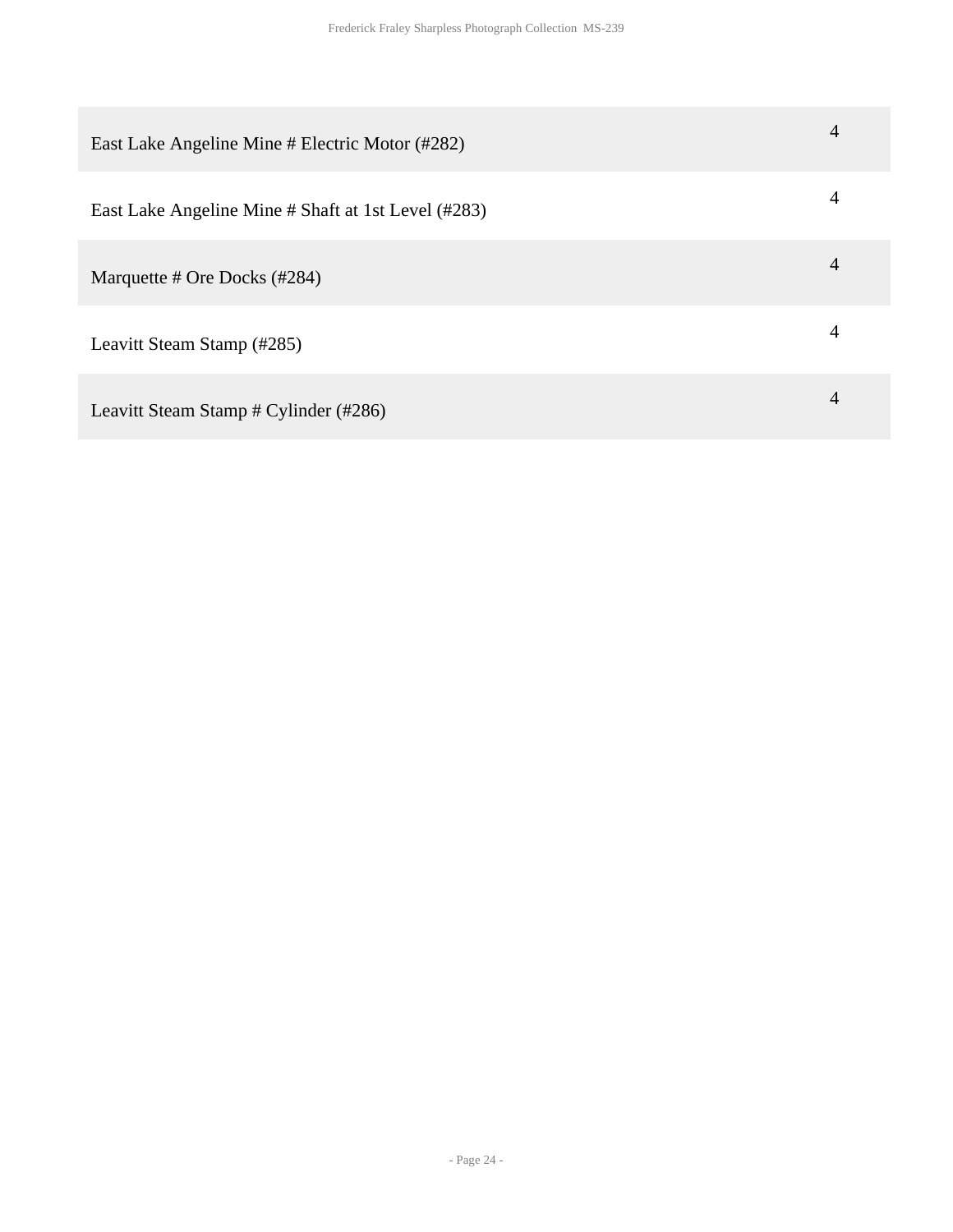| | |
|---|---|
| East Lake Angeline Mine # Electric Motor (#282) | 4 |
| East Lake Angeline Mine # Shaft at 1st Level (#283) | 4 |
| Marquette # Ore Docks (#284) | 4 |
| Leavitt Steam Stamp (#285) | 4 |
| Leavitt Steam Stamp # Cylinder (#286) | 4 |